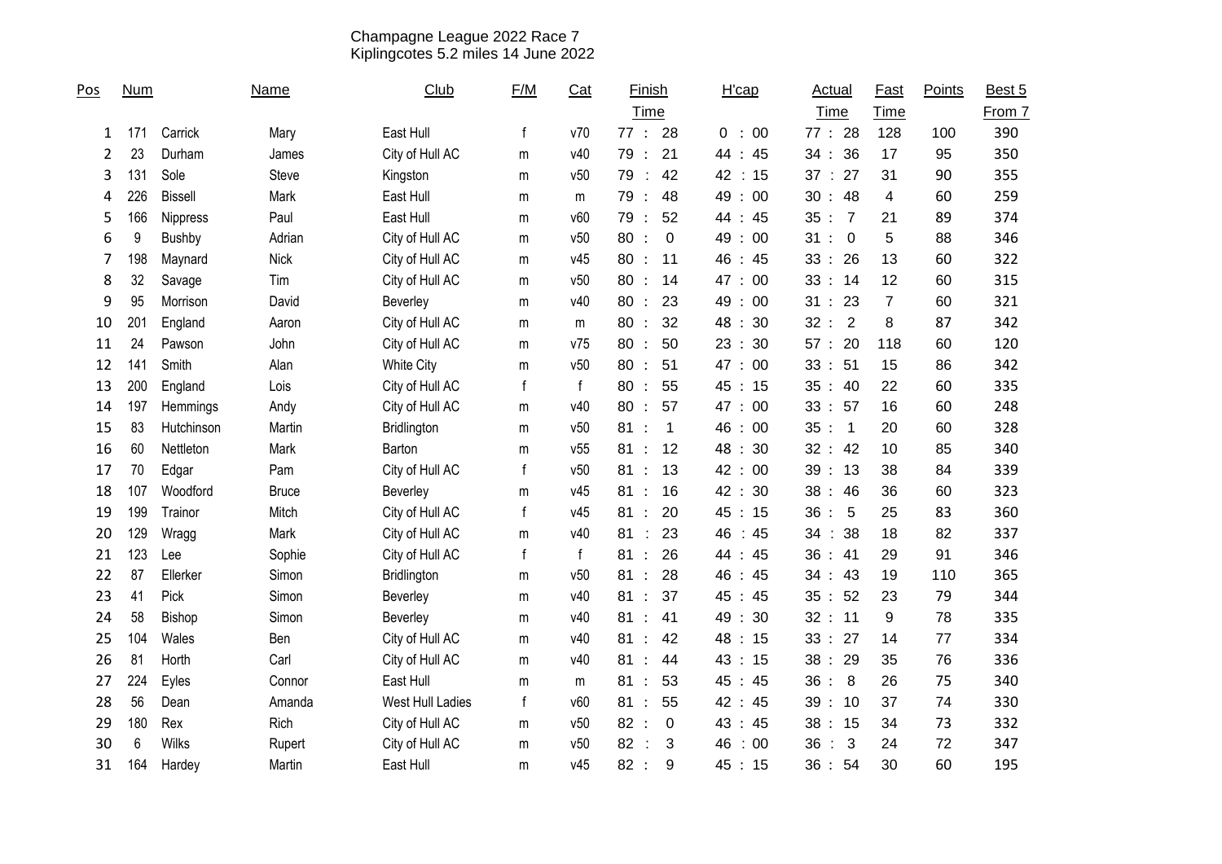Champagne League 2022 Race 7
Kiplingcotes 5.2 miles 14 June 2022

| Pos | Num | | Name | Club | F/M | Cat | Finish Time | H'cap | Actual Time | Fast Time | Points | Best 5 From 7 |
|---|---|---|---|---|---|---|---|---|---|---|---|---|
| 1 | 171 | Carrick | Mary | East Hull | f | v70 | 77 : 28 | 0 : 00 | 77 : 28 | 128 | 100 | 390 |
| 2 | 23 | Durham | James | City of Hull AC | m | v40 | 79 : 21 | 44 : 45 | 34 : 36 | 17 | 95 | 350 |
| 3 | 131 | Sole | Steve | Kingston | m | v50 | 79 : 42 | 42 : 15 | 37 : 27 | 31 | 90 | 355 |
| 4 | 226 | Bissell | Mark | East Hull | m | m | 79 : 48 | 49 : 00 | 30 : 48 | 4 | 60 | 259 |
| 5 | 166 | Nippress | Paul | East Hull | m | v60 | 79 : 52 | 44 : 45 | 35 : 7 | 21 | 89 | 374 |
| 6 | 9 | Bushby | Adrian | City of Hull AC | m | v50 | 80 : 0 | 49 : 00 | 31 : 0 | 5 | 88 | 346 |
| 7 | 198 | Maynard | Nick | City of Hull AC | m | v45 | 80 : 11 | 46 : 45 | 33 : 26 | 13 | 60 | 322 |
| 8 | 32 | Savage | Tim | City of Hull AC | m | v50 | 80 : 14 | 47 : 00 | 33 : 14 | 12 | 60 | 315 |
| 9 | 95 | Morrison | David | Beverley | m | v40 | 80 : 23 | 49 : 00 | 31 : 23 | 7 | 60 | 321 |
| 10 | 201 | England | Aaron | City of Hull AC | m | m | 80 : 32 | 48 : 30 | 32 : 2 | 8 | 87 | 342 |
| 11 | 24 | Pawson | John | City of Hull AC | m | v75 | 80 : 50 | 23 : 30 | 57 : 20 | 118 | 60 | 120 |
| 12 | 141 | Smith | Alan | White City | m | v50 | 80 : 51 | 47 : 00 | 33 : 51 | 15 | 86 | 342 |
| 13 | 200 | England | Lois | City of Hull AC | f | f | 80 : 55 | 45 : 15 | 35 : 40 | 22 | 60 | 335 |
| 14 | 197 | Hemmings | Andy | City of Hull AC | m | v40 | 80 : 57 | 47 : 00 | 33 : 57 | 16 | 60 | 248 |
| 15 | 83 | Hutchinson | Martin | Bridlington | m | v50 | 81 : 1 | 46 : 00 | 35 : 1 | 20 | 60 | 328 |
| 16 | 60 | Nettleton | Mark | Barton | m | v55 | 81 : 12 | 48 : 30 | 32 : 42 | 10 | 85 | 340 |
| 17 | 70 | Edgar | Pam | City of Hull AC | f | v50 | 81 : 13 | 42 : 00 | 39 : 13 | 38 | 84 | 339 |
| 18 | 107 | Woodford | Bruce | Beverley | m | v45 | 81 : 16 | 42 : 30 | 38 : 46 | 36 | 60 | 323 |
| 19 | 199 | Trainor | Mitch | City of Hull AC | f | v45 | 81 : 20 | 45 : 15 | 36 : 5 | 25 | 83 | 360 |
| 20 | 129 | Wragg | Mark | City of Hull AC | m | v40 | 81 : 23 | 46 : 45 | 34 : 38 | 18 | 82 | 337 |
| 21 | 123 | Lee | Sophie | City of Hull AC | f | f | 81 : 26 | 44 : 45 | 36 : 41 | 29 | 91 | 346 |
| 22 | 87 | Ellerker | Simon | Bridlington | m | v50 | 81 : 28 | 46 : 45 | 34 : 43 | 19 | 110 | 365 |
| 23 | 41 | Pick | Simon | Beverley | m | v40 | 81 : 37 | 45 : 45 | 35 : 52 | 23 | 79 | 344 |
| 24 | 58 | Bishop | Simon | Beverley | m | v40 | 81 : 41 | 49 : 30 | 32 : 11 | 9 | 78 | 335 |
| 25 | 104 | Wales | Ben | City of Hull AC | m | v40 | 81 : 42 | 48 : 15 | 33 : 27 | 14 | 77 | 334 |
| 26 | 81 | Horth | Carl | City of Hull AC | m | v40 | 81 : 44 | 43 : 15 | 38 : 29 | 35 | 76 | 336 |
| 27 | 224 | Eyles | Connor | East Hull | m | m | 81 : 53 | 45 : 45 | 36 : 8 | 26 | 75 | 340 |
| 28 | 56 | Dean | Amanda | West Hull Ladies | f | v60 | 81 : 55 | 42 : 45 | 39 : 10 | 37 | 74 | 330 |
| 29 | 180 | Rex | Rich | City of Hull AC | m | v50 | 82 : 0 | 43 : 45 | 38 : 15 | 34 | 73 | 332 |
| 30 | 6 | Wilks | Rupert | City of Hull AC | m | v50 | 82 : 3 | 46 : 00 | 36 : 3 | 24 | 72 | 347 |
| 31 | 164 | Hardey | Martin | East Hull | m | v45 | 82 : 9 | 45 : 15 | 36 : 54 | 30 | 60 | 195 |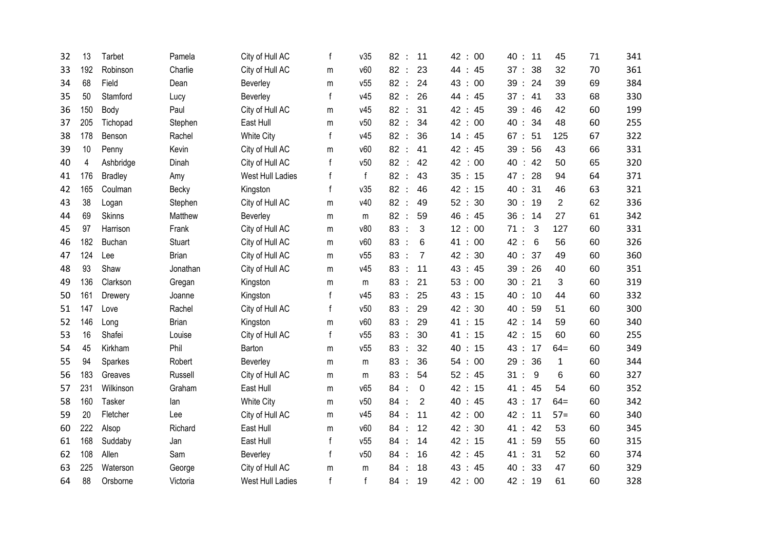| | | | | | | | | | | | | |
|---|---|---|---|---|---|---|---|---|---|---|---|---|
| 32 | 13 | Tarbet | Pamela | City of Hull AC | f | v35 | 82 : 11 | 42 : 00 | 40 : 11 | 45 | 71 | 341 |
| 33 | 192 | Robinson | Charlie | City of Hull AC | m | v60 | 82 : 23 | 44 : 45 | 37 : 38 | 32 | 70 | 361 |
| 34 | 68 | Field | Dean | Beverley | m | v55 | 82 : 24 | 43 : 00 | 39 : 24 | 39 | 69 | 384 |
| 35 | 50 | Stamford | Lucy | Beverley | f | v45 | 82 : 26 | 44 : 45 | 37 : 41 | 33 | 68 | 330 |
| 36 | 150 | Body | Paul | City of Hull AC | m | v45 | 82 : 31 | 42 : 45 | 39 : 46 | 42 | 60 | 199 |
| 37 | 205 | Tichopad | Stephen | East Hull | m | v50 | 82 : 34 | 42 : 00 | 40 : 34 | 48 | 60 | 255 |
| 38 | 178 | Benson | Rachel | White City | f | v45 | 82 : 36 | 14 : 45 | 67 : 51 | 125 | 67 | 322 |
| 39 | 10 | Penny | Kevin | City of Hull AC | m | v60 | 82 : 41 | 42 : 45 | 39 : 56 | 43 | 66 | 331 |
| 40 | 4 | Ashbridge | Dinah | City of Hull AC | f | v50 | 82 : 42 | 42 : 00 | 40 : 42 | 50 | 65 | 320 |
| 41 | 176 | Bradley | Amy | West Hull Ladies | f | f | 82 : 43 | 35 : 15 | 47 : 28 | 94 | 64 | 371 |
| 42 | 165 | Coulman | Becky | Kingston | f | v35 | 82 : 46 | 42 : 15 | 40 : 31 | 46 | 63 | 321 |
| 43 | 38 | Logan | Stephen | City of Hull AC | m | v40 | 82 : 49 | 52 : 30 | 30 : 19 | 2 | 62 | 336 |
| 44 | 69 | Skinns | Matthew | Beverley | m | m | 82 : 59 | 46 : 45 | 36 : 14 | 27 | 61 | 342 |
| 45 | 97 | Harrison | Frank | City of Hull AC | m | v80 | 83 : 3 | 12 : 00 | 71 : 3 | 127 | 60 | 331 |
| 46 | 182 | Buchan | Stuart | City of Hull AC | m | v60 | 83 : 6 | 41 : 00 | 42 : 6 | 56 | 60 | 326 |
| 47 | 124 | Lee | Brian | City of Hull AC | m | v55 | 83 : 7 | 42 : 30 | 40 : 37 | 49 | 60 | 360 |
| 48 | 93 | Shaw | Jonathan | City of Hull AC | m | v45 | 83 : 11 | 43 : 45 | 39 : 26 | 40 | 60 | 351 |
| 49 | 136 | Clarkson | Gregan | Kingston | m | m | 83 : 21 | 53 : 00 | 30 : 21 | 3 | 60 | 319 |
| 50 | 161 | Drewery | Joanne | Kingston | f | v45 | 83 : 25 | 43 : 15 | 40 : 10 | 44 | 60 | 332 |
| 51 | 147 | Love | Rachel | City of Hull AC | f | v50 | 83 : 29 | 42 : 30 | 40 : 59 | 51 | 60 | 300 |
| 52 | 146 | Long | Brian | Kingston | m | v60 | 83 : 29 | 41 : 15 | 42 : 14 | 59 | 60 | 340 |
| 53 | 16 | Shafei | Louise | City of Hull AC | f | v55 | 83 : 30 | 41 : 15 | 42 : 15 | 60 | 60 | 255 |
| 54 | 45 | Kirkham | Phil | Barton | m | v55 | 83 : 32 | 40 : 15 | 43 : 17 | 64= | 60 | 349 |
| 55 | 94 | Sparkes | Robert | Beverley | m | m | 83 : 36 | 54 : 00 | 29 : 36 | 1 | 60 | 344 |
| 56 | 183 | Greaves | Russell | City of Hull AC | m | m | 83 : 54 | 52 : 45 | 31 : 9 | 6 | 60 | 327 |
| 57 | 231 | Wilkinson | Graham | East Hull | m | v65 | 84 : 0 | 42 : 15 | 41 : 45 | 54 | 60 | 352 |
| 58 | 160 | Tasker | Ian | White City | m | v50 | 84 : 2 | 40 : 45 | 43 : 17 | 64= | 60 | 342 |
| 59 | 20 | Fletcher | Lee | City of Hull AC | m | v45 | 84 : 11 | 42 : 00 | 42 : 11 | 57= | 60 | 340 |
| 60 | 222 | Alsop | Richard | East Hull | m | v60 | 84 : 12 | 42 : 30 | 41 : 42 | 53 | 60 | 345 |
| 61 | 168 | Suddaby | Jan | East Hull | f | v55 | 84 : 14 | 42 : 15 | 41 : 59 | 55 | 60 | 315 |
| 62 | 108 | Allen | Sam | Beverley | f | v50 | 84 : 16 | 42 : 45 | 41 : 31 | 52 | 60 | 374 |
| 63 | 225 | Waterson | George | City of Hull AC | m | m | 84 : 18 | 43 : 45 | 40 : 33 | 47 | 60 | 329 |
| 64 | 88 | Orsborne | Victoria | West Hull Ladies | f | f | 84 : 19 | 42 : 00 | 42 : 19 | 61 | 60 | 328 |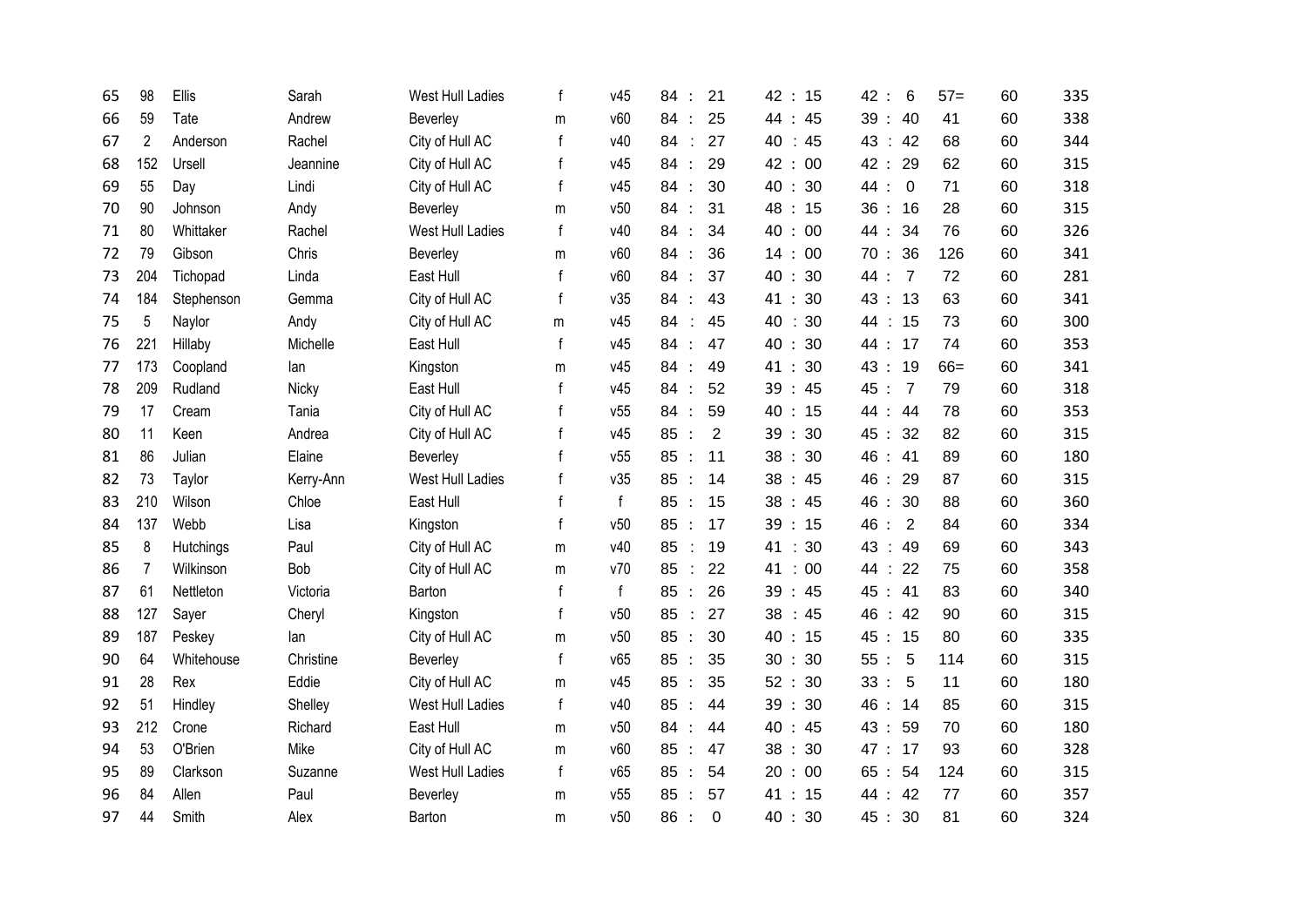| | | | | | | | | | | | |
|---|---|---|---|---|---|---|---|---|---|---|---|
| 65 | 98 | Ellis | Sarah | West Hull Ladies | f | v45 | 84 : 21 | 42 : 15 | 42 : 6 | 57= | 60 | 335 |
| 66 | 59 | Tate | Andrew | Beverley | m | v60 | 84 : 25 | 44 : 45 | 39 : 40 | 41 | 60 | 338 |
| 67 | 2 | Anderson | Rachel | City of Hull AC | f | v40 | 84 : 27 | 40 : 45 | 43 : 42 | 68 | 60 | 344 |
| 68 | 152 | Ursell | Jeannine | City of Hull AC | f | v45 | 84 : 29 | 42 : 00 | 42 : 29 | 62 | 60 | 315 |
| 69 | 55 | Day | Lindi | City of Hull AC | f | v45 | 84 : 30 | 40 : 30 | 44 : 0 | 71 | 60 | 318 |
| 70 | 90 | Johnson | Andy | Beverley | m | v50 | 84 : 31 | 48 : 15 | 36 : 16 | 28 | 60 | 315 |
| 71 | 80 | Whittaker | Rachel | West Hull Ladies | f | v40 | 84 : 34 | 40 : 00 | 44 : 34 | 76 | 60 | 326 |
| 72 | 79 | Gibson | Chris | Beverley | m | v60 | 84 : 36 | 14 : 00 | 70 : 36 | 126 | 60 | 341 |
| 73 | 204 | Tichopad | Linda | East Hull | f | v60 | 84 : 37 | 40 : 30 | 44 : 7 | 72 | 60 | 281 |
| 74 | 184 | Stephenson | Gemma | City of Hull AC | f | v35 | 84 : 43 | 41 : 30 | 43 : 13 | 63 | 60 | 341 |
| 75 | 5 | Naylor | Andy | City of Hull AC | m | v45 | 84 : 45 | 40 : 30 | 44 : 15 | 73 | 60 | 300 |
| 76 | 221 | Hillaby | Michelle | East Hull | f | v45 | 84 : 47 | 40 : 30 | 44 : 17 | 74 | 60 | 353 |
| 77 | 173 | Coopland | Ian | Kingston | m | v45 | 84 : 49 | 41 : 30 | 43 : 19 | 66= | 60 | 341 |
| 78 | 209 | Rudland | Nicky | East Hull | f | v45 | 84 : 52 | 39 : 45 | 45 : 7 | 79 | 60 | 318 |
| 79 | 17 | Cream | Tania | City of Hull AC | f | v55 | 84 : 59 | 40 : 15 | 44 : 44 | 78 | 60 | 353 |
| 80 | 11 | Keen | Andrea | City of Hull AC | f | v45 | 85 : 2 | 39 : 30 | 45 : 32 | 82 | 60 | 315 |
| 81 | 86 | Julian | Elaine | Beverley | f | v55 | 85 : 11 | 38 : 30 | 46 : 41 | 89 | 60 | 180 |
| 82 | 73 | Taylor | Kerry-Ann | West Hull Ladies | f | v35 | 85 : 14 | 38 : 45 | 46 : 29 | 87 | 60 | 315 |
| 83 | 210 | Wilson | Chloe | East Hull | f | f | 85 : 15 | 38 : 45 | 46 : 30 | 88 | 60 | 360 |
| 84 | 137 | Webb | Lisa | Kingston | f | v50 | 85 : 17 | 39 : 15 | 46 : 2 | 84 | 60 | 334 |
| 85 | 8 | Hutchings | Paul | City of Hull AC | m | v40 | 85 : 19 | 41 : 30 | 43 : 49 | 69 | 60 | 343 |
| 86 | 7 | Wilkinson | Bob | City of Hull AC | m | v70 | 85 : 22 | 41 : 00 | 44 : 22 | 75 | 60 | 358 |
| 87 | 61 | Nettleton | Victoria | Barton | f | f | 85 : 26 | 39 : 45 | 45 : 41 | 83 | 60 | 340 |
| 88 | 127 | Sayer | Cheryl | Kingston | f | v50 | 85 : 27 | 38 : 45 | 46 : 42 | 90 | 60 | 315 |
| 89 | 187 | Peskey | Ian | City of Hull AC | m | v50 | 85 : 30 | 40 : 15 | 45 : 15 | 80 | 60 | 335 |
| 90 | 64 | Whitehouse | Christine | Beverley | f | v65 | 85 : 35 | 30 : 30 | 55 : 5 | 114 | 60 | 315 |
| 91 | 28 | Rex | Eddie | City of Hull AC | m | v45 | 85 : 35 | 52 : 30 | 33 : 5 | 11 | 60 | 180 |
| 92 | 51 | Hindley | Shelley | West Hull Ladies | f | v40 | 85 : 44 | 39 : 30 | 46 : 14 | 85 | 60 | 315 |
| 93 | 212 | Crone | Richard | East Hull | m | v50 | 84 : 44 | 40 : 45 | 43 : 59 | 70 | 60 | 180 |
| 94 | 53 | O'Brien | Mike | City of Hull AC | m | v60 | 85 : 47 | 38 : 30 | 47 : 17 | 93 | 60 | 328 |
| 95 | 89 | Clarkson | Suzanne | West Hull Ladies | f | v65 | 85 : 54 | 20 : 00 | 65 : 54 | 124 | 60 | 315 |
| 96 | 84 | Allen | Paul | Beverley | m | v55 | 85 : 57 | 41 : 15 | 44 : 42 | 77 | 60 | 357 |
| 97 | 44 | Smith | Alex | Barton | m | v50 | 86 : 0 | 40 : 30 | 45 : 30 | 81 | 60 | 324 |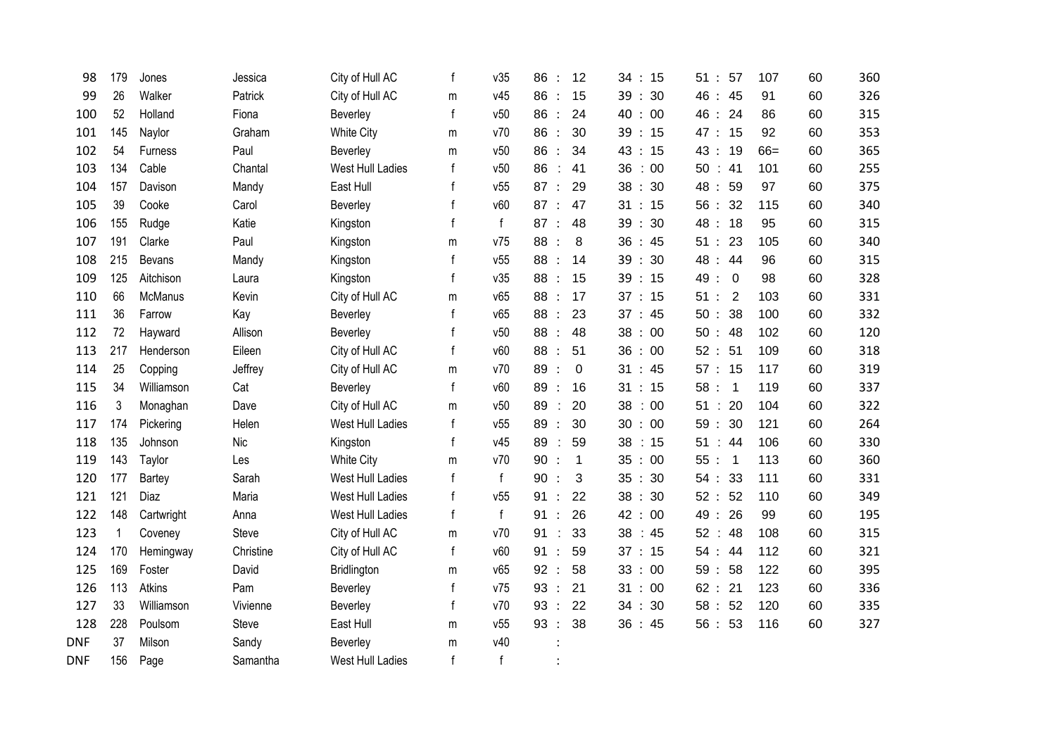| | | | | | | | | | | | |
|---|---|---|---|---|---|---|---|---|---|---|---|
| 98 | 179 | Jones | Jessica | City of Hull AC | f | v35 | 86 : 12 | 34 : 15 | 51 : 57 | 107 | 60 | 360 |
| 99 | 26 | Walker | Patrick | City of Hull AC | m | v45 | 86 : 15 | 39 : 30 | 46 : 45 | 91 | 60 | 326 |
| 100 | 52 | Holland | Fiona | Beverley | f | v50 | 86 : 24 | 40 : 00 | 46 : 24 | 86 | 60 | 315 |
| 101 | 145 | Naylor | Graham | White City | m | v70 | 86 : 30 | 39 : 15 | 47 : 15 | 92 | 60 | 353 |
| 102 | 54 | Furness | Paul | Beverley | m | v50 | 86 : 34 | 43 : 15 | 43 : 19 | 66= | 60 | 365 |
| 103 | 134 | Cable | Chantal | West Hull Ladies | f | v50 | 86 : 41 | 36 : 00 | 50 : 41 | 101 | 60 | 255 |
| 104 | 157 | Davison | Mandy | East Hull | f | v55 | 87 : 29 | 38 : 30 | 48 : 59 | 97 | 60 | 375 |
| 105 | 39 | Cooke | Carol | Beverley | f | v60 | 87 : 47 | 31 : 15 | 56 : 32 | 115 | 60 | 340 |
| 106 | 155 | Rudge | Katie | Kingston | f | f | 87 : 48 | 39 : 30 | 48 : 18 | 95 | 60 | 315 |
| 107 | 191 | Clarke | Paul | Kingston | m | v75 | 88 : 8 | 36 : 45 | 51 : 23 | 105 | 60 | 340 |
| 108 | 215 | Bevans | Mandy | Kingston | f | v55 | 88 : 14 | 39 : 30 | 48 : 44 | 96 | 60 | 315 |
| 109 | 125 | Aitchison | Laura | Kingston | f | v35 | 88 : 15 | 39 : 15 | 49 : 0 | 98 | 60 | 328 |
| 110 | 66 | McManus | Kevin | City of Hull AC | m | v65 | 88 : 17 | 37 : 15 | 51 : 2 | 103 | 60 | 331 |
| 111 | 36 | Farrow | Kay | Beverley | f | v65 | 88 : 23 | 37 : 45 | 50 : 38 | 100 | 60 | 332 |
| 112 | 72 | Hayward | Allison | Beverley | f | v50 | 88 : 48 | 38 : 00 | 50 : 48 | 102 | 60 | 120 |
| 113 | 217 | Henderson | Eileen | City of Hull AC | f | v60 | 88 : 51 | 36 : 00 | 52 : 51 | 109 | 60 | 318 |
| 114 | 25 | Copping | Jeffrey | City of Hull AC | m | v70 | 89 : 0 | 31 : 45 | 57 : 15 | 117 | 60 | 319 |
| 115 | 34 | Williamson | Cat | Beverley | f | v60 | 89 : 16 | 31 : 15 | 58 : 1 | 119 | 60 | 337 |
| 116 | 3 | Monaghan | Dave | City of Hull AC | m | v50 | 89 : 20 | 38 : 00 | 51 : 20 | 104 | 60 | 322 |
| 117 | 174 | Pickering | Helen | West Hull Ladies | f | v55 | 89 : 30 | 30 : 00 | 59 : 30 | 121 | 60 | 264 |
| 118 | 135 | Johnson | Nic | Kingston | f | v45 | 89 : 59 | 38 : 15 | 51 : 44 | 106 | 60 | 330 |
| 119 | 143 | Taylor | Les | White City | m | v70 | 90 : 1 | 35 : 00 | 55 : 1 | 113 | 60 | 360 |
| 120 | 177 | Bartey | Sarah | West Hull Ladies | f | f | 90 : 3 | 35 : 30 | 54 : 33 | 111 | 60 | 331 |
| 121 | 121 | Diaz | Maria | West Hull Ladies | f | v55 | 91 : 22 | 38 : 30 | 52 : 52 | 110 | 60 | 349 |
| 122 | 148 | Cartwright | Anna | West Hull Ladies | f | f | 91 : 26 | 42 : 00 | 49 : 26 | 99 | 60 | 195 |
| 123 | 1 | Coveney | Steve | City of Hull AC | m | v70 | 91 : 33 | 38 : 45 | 52 : 48 | 108 | 60 | 315 |
| 124 | 170 | Hemingway | Christine | City of Hull AC | f | v60 | 91 : 59 | 37 : 15 | 54 : 44 | 112 | 60 | 321 |
| 125 | 169 | Foster | David | Bridlington | m | v65 | 92 : 58 | 33 : 00 | 59 : 58 | 122 | 60 | 395 |
| 126 | 113 | Atkins | Pam | Beverley | f | v75 | 93 : 21 | 31 : 00 | 62 : 21 | 123 | 60 | 336 |
| 127 | 33 | Williamson | Vivienne | Beverley | f | v70 | 93 : 22 | 34 : 30 | 58 : 52 | 120 | 60 | 335 |
| 128 | 228 | Poulsom | Steve | East Hull | m | v55 | 93 : 38 | 36 : 45 | 56 : 53 | 116 | 60 | 327 |
| DNF | 37 | Milson | Sandy | Beverley | m | v40 | : | | | | | |
| DNF | 156 | Page | Samantha | West Hull Ladies | f | f | : | | | | | |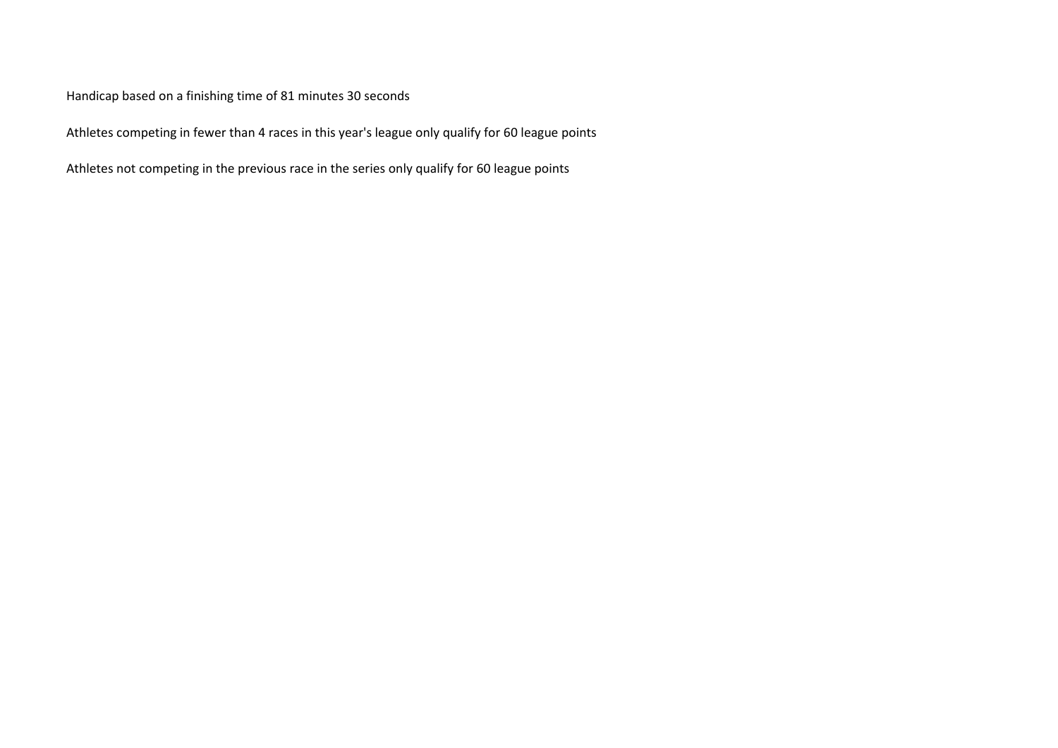Handicap based on a finishing time of 81 minutes 30 seconds

Athletes competing in fewer than 4 races in this year's league only qualify for 60 league points

Athletes not competing in the previous race in the series only qualify for 60 league points